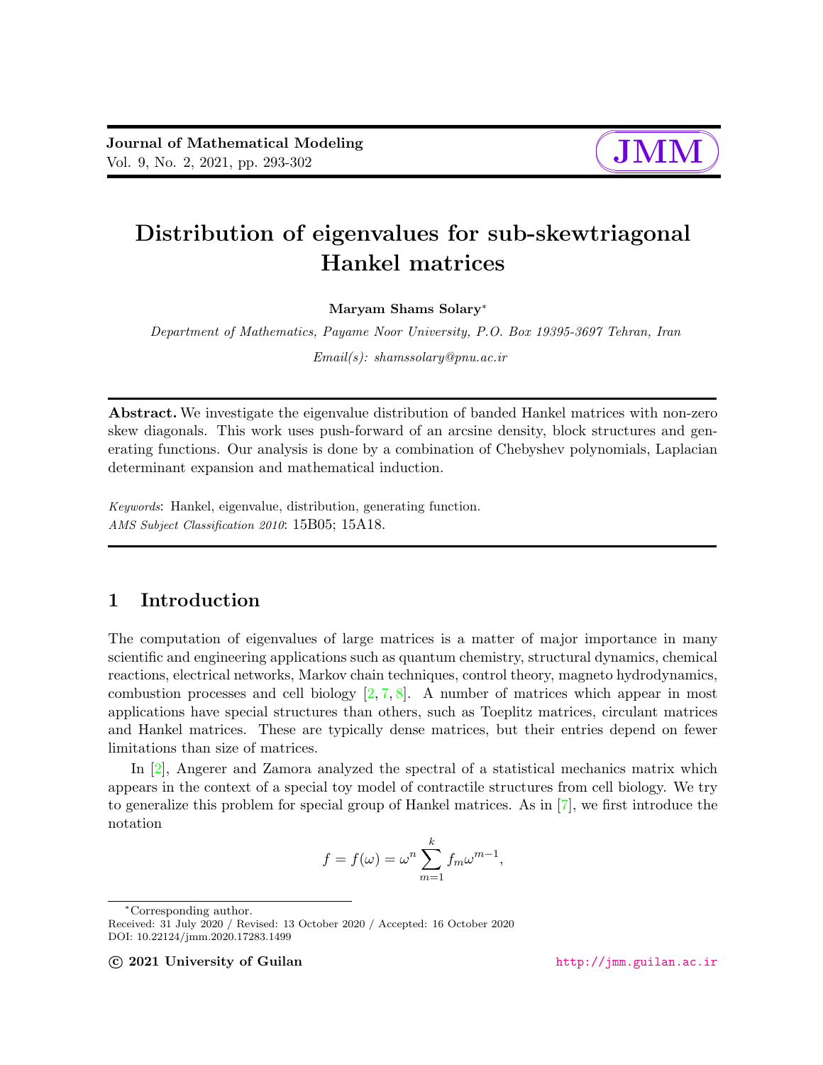# Distribution of eigenvalues for sub-skewtriagonal Hankel matrices

**Maryam Shams Solary***

*Department of Mathematics, Payame Noor University, P.O. Box 19395-3697 Tehran, Iran*

*Email(s): shamssolary@pnu.ac.ir*

**Abstract.** We investigate the eigenvalue distribution of banded Hankel matrices with non-zero skew diagonals. This work uses push-forward of an arcsine density, block structures and generating functions. Our analysis is done by a combination of Chebyshev polynomials, Laplacian determinant expansion and mathematical induction.

*Keywords*: Hankel, eigenvalue, distribution, generating function.
*AMS Subject Classification 2010*: 15B05; 15A18.

## 1 Introduction

The computation of eigenvalues of large matrices is a matter of major importance in many scientific and engineering applications such as quantum chemistry, structural dynamics, chemical reactions, electrical networks, Markov chain techniques, control theory, magneto hydrodynamics, combustion processes and cell biology [2, 7, 8]. A number of matrices which appear in most applications have special structures than others, such as Toeplitz matrices, circulant matrices and Hankel matrices. These are typically dense matrices, but their entries depend on fewer limitations than size of matrices.

In [2], Angerer and Zamora analyzed the spectral of a statistical mechanics matrix which appears in the context of a special toy model of contractile structures from cell biology. We try to generalize this problem for special group of Hankel matrices. As in [7], we first introduce the notation

$$f = f(\omega) = \omega^n \sum_{m=1}^{k} f_m \omega^{m-1},$$

*Corresponding author.
Received: 31 July 2020 / Revised: 13 October 2020 / Accepted: 16 October 2020
DOI: 10.22124/jmm.2020.17283.1499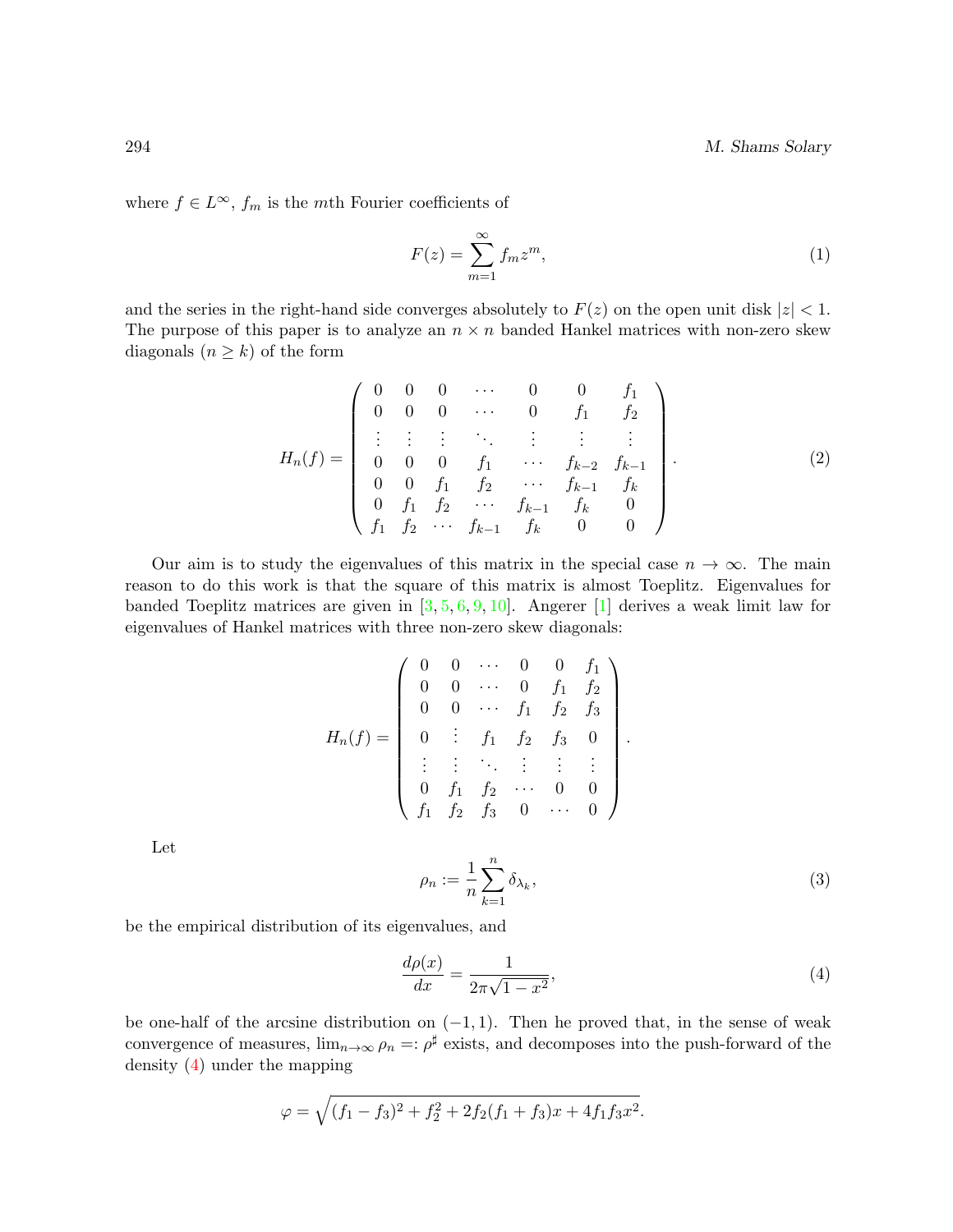where $f \in L^\infty$, $f_m$ is the $m$th Fourier coefficients of

$$F(z) = \sum_{m=1}^{\infty} f_m z^m, \tag{1}$$

and the series in the right-hand side converges absolutely to $F(z)$ on the open unit disk $|z| < 1$. The purpose of this paper is to analyze an $n \times n$ banded Hankel matrices with non-zero skew diagonals ($n \geq k$) of the form

$$H_n(f) = \begin{pmatrix} 0 & 0 & 0 & \cdots & 0 & 0 & f_1 \\ 0 & 0 & 0 & \cdots & 0 & f_1 & f_2 \\ \vdots & \vdots & \vdots & \ddots & \vdots & \vdots & \vdots \\ 0 & 0 & 0 & f_1 & \cdots & f_{k-2} & f_{k-1} \\ 0 & 0 & f_1 & f_2 & \cdots & f_{k-1} & f_k \\ 0 & f_1 & f_2 & \cdots & f_{k-1} & f_k & 0 \\ f_1 & f_2 & \cdots & f_{k-1} & f_k & 0 & 0 \end{pmatrix}. \tag{2}$$

Our aim is to study the eigenvalues of this matrix in the special case $n \to \infty$. The main reason to do this work is that the square of this matrix is almost Toeplitz. Eigenvalues for banded Toeplitz matrices are given in [3, 5, 6, 9, 10]. Angerer [1] derives a weak limit law for eigenvalues of Hankel matrices with three non-zero skew diagonals:

$$H_n(f) = \begin{pmatrix} 0 & 0 & \cdots & 0 & 0 & f_1 \\ 0 & 0 & \cdots & 0 & f_1 & f_2 \\ 0 & 0 & \cdots & f_1 & f_2 & f_3 \\ 0 & \vdots & f_1 & f_2 & f_3 & 0 \\ \vdots & \vdots & \ddots & \vdots & \vdots & \vdots \\ 0 & f_1 & f_2 & \cdots & 0 & 0 \\ f_1 & f_2 & f_3 & 0 & \cdots & 0 \end{pmatrix}.$$

Let

$$\rho_n := \frac{1}{n} \sum_{k=1}^{n} \delta_{\lambda_k}, \tag{3}$$

be the empirical distribution of its eigenvalues, and

$$\frac{d\rho(x)}{dx} = \frac{1}{2\pi\sqrt{1-x^2}}, \tag{4}$$

be one-half of the arcsine distribution on $(-1, 1)$. Then he proved that, in the sense of weak convergence of measures, $\lim_{n\to\infty} \rho_n =: \rho^\sharp$ exists, and decomposes into the push-forward of the density (4) under the mapping

$$\varphi = \sqrt{(f_1 - f_3)^2 + f_2^2 + 2f_2(f_1 + f_3)x + 4f_1 f_3 x^2}.$$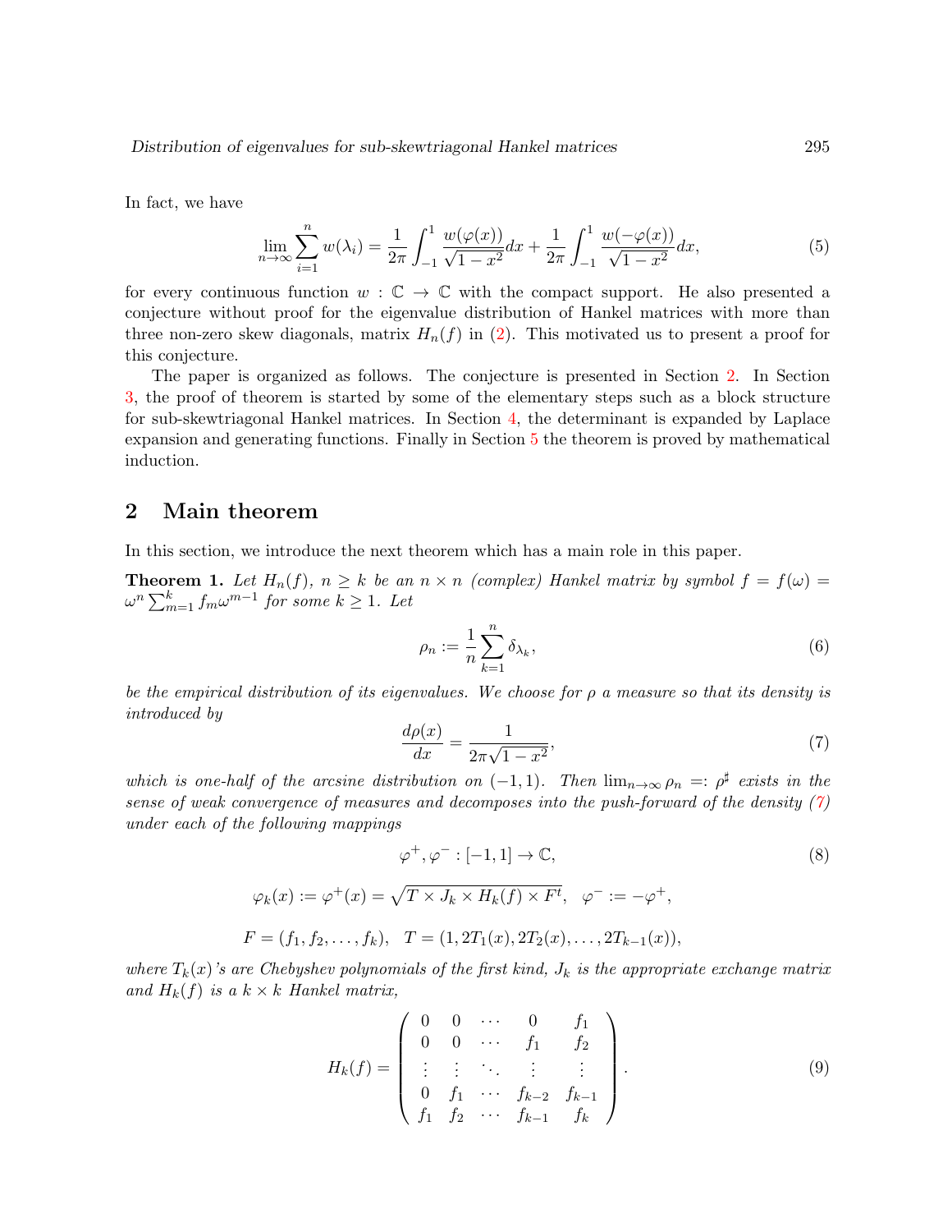In fact, we have

$$\lim_{n\to\infty} \sum_{i=1}^{n} w(\lambda_i) = \frac{1}{2\pi} \int_{-1}^{1} \frac{w(\varphi(x))}{\sqrt{1-x^2}} dx + \frac{1}{2\pi} \int_{-1}^{1} \frac{w(-\varphi(x))}{\sqrt{1-x^2}} dx, \tag{5}$$

for every continuous function $w : \mathbb{C} \to \mathbb{C}$ with the compact support. He also presented a conjecture without proof for the eigenvalue distribution of Hankel matrices with more than three non-zero skew diagonals, matrix $H_n(f)$ in (2). This motivated us to present a proof for this conjecture.

The paper is organized as follows. The conjecture is presented in Section 2. In Section 3, the proof of theorem is started by some of the elementary steps such as a block structure for sub-skewtriagonal Hankel matrices. In Section 4, the determinant is expanded by Laplace expansion and generating functions. Finally in Section 5 the theorem is proved by mathematical induction.

## 2 Main theorem

In this section, we introduce the next theorem which has a main role in this paper.

**Theorem 1.** *Let $H_n(f)$, $n \geq k$ be an $n \times n$ (complex) Hankel matrix by symbol $f = f(\omega) = \omega^n \sum_{m=1}^{k} f_m \omega^{m-1}$ for some $k \geq 1$. Let*

$$\rho_n := \frac{1}{n} \sum_{k=1}^{n} \delta_{\lambda_k}, \tag{6}$$

*be the empirical distribution of its eigenvalues. We choose for $\rho$ a measure so that its density is introduced by*

$$\frac{d\rho(x)}{dx} = \frac{1}{2\pi\sqrt{1-x^2}}, \tag{7}$$

*which is one-half of the arcsine distribution on $(-1, 1)$. Then $\lim_{n\to\infty} \rho_n =: \rho^\sharp$ exists in the sense of weak convergence of measures and decomposes into the push-forward of the density (7) under each of the following mappings*

$$\varphi^+, \varphi^- : [-1, 1] \to \mathbb{C}, \tag{8}$$

$$\varphi_k(x) := \varphi^+(x) = \sqrt{T \times J_k \times H_k(f) \times F^t}, \quad \varphi^- := -\varphi^+,$$

$$F = (f_1, f_2, \ldots, f_k), \quad T = (1, 2T_1(x), 2T_2(x), \ldots, 2T_{k-1}(x)),$$

*where $T_k(x)$'s are Chebyshev polynomials of the first kind, $J_k$ is the appropriate exchange matrix and $H_k(f)$ is a $k \times k$ Hankel matrix,*

$$H_k(f) = \begin{pmatrix} 0 & 0 & \cdots & 0 & f_1 \\ 0 & 0 & \cdots & f_1 & f_2 \\ \vdots & \vdots & \ddots & \vdots & \vdots \\ 0 & f_1 & \cdots & f_{k-2} & f_{k-1} \\ f_1 & f_2 & \cdots & f_{k-1} & f_k \end{pmatrix}. \tag{9}$$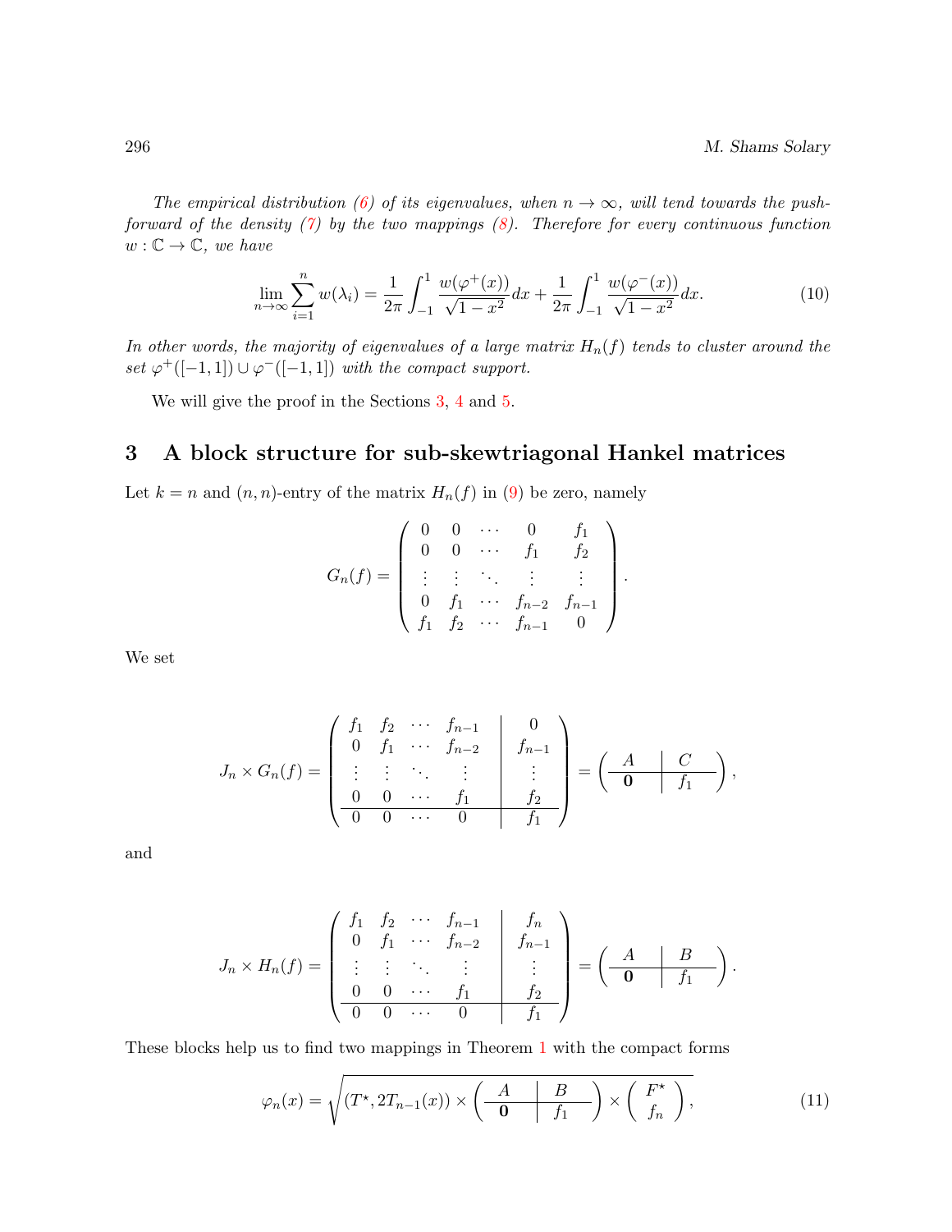*The empirical distribution (6) of its eigenvalues, when $n \to \infty$, will tend towards the push-forward of the density (7) by the two mappings (8). Therefore for every continuous function $w : \mathbb{C} \to \mathbb{C}$, we have*

$$
\lim_{n\to\infty} \sum_{i=1}^{n} w(\lambda_i) = \frac{1}{2\pi} \int_{-1}^{1} \frac{w(\varphi^{+}(x))}{\sqrt{1-x^2}} dx + \frac{1}{2\pi} \int_{-1}^{1} \frac{w(\varphi^{-}(x))}{\sqrt{1-x^2}} dx. \tag{10}
$$

*In other words, the majority of eigenvalues of a large matrix $H_n(f)$ tends to cluster around the set $\varphi^{+}([-1,1]) \cup \varphi^{-}([-1,1])$ with the compact support.*

We will give the proof in the Sections 3, 4 and 5.

## 3 A block structure for sub-skewtriagonal Hankel matrices

Let $k = n$ and $(n, n)$-entry of the matrix $H_n(f)$ in (9) be zero, namely

$$
G_n(f) = \begin{pmatrix} 0 & 0 & \cdots & 0 & f_1 \\ 0 & 0 & \cdots & f_1 & f_2 \\ \vdots & \vdots & \ddots & \vdots & \vdots \\ 0 & f_1 & \cdots & f_{n-2} & f_{n-1} \\ f_1 & f_2 & \cdots & f_{n-1} & 0 \end{pmatrix}.
$$

We set

$$
J_n \times G_n(f) = \left(\begin{array}{cccc|c} f_1 & f_2 & \cdots & f_{n-1} & 0 \\ 0 & f_1 & \cdots & f_{n-2} & f_{n-1} \\ \vdots & \vdots & \ddots & \vdots & \vdots \\ 0 & 0 & \cdots & f_1 & f_2 \\ \hline 0 & 0 & \cdots & 0 & f_1 \end{array}\right) = \left(\begin{array}{c|c} A & C \\ \hline \mathbf{0} & f_1 \end{array}\right),
$$

and

$$
J_n \times H_n(f) = \left(\begin{array}{cccc|c} f_1 & f_2 & \cdots & f_{n-1} & f_n \\ 0 & f_1 & \cdots & f_{n-2} & f_{n-1} \\ \vdots & \vdots & \ddots & \vdots & \vdots \\ 0 & 0 & \cdots & f_1 & f_2 \\ \hline 0 & 0 & \cdots & 0 & f_1 \end{array}\right) = \left(\begin{array}{c|c} A & B \\ \hline \mathbf{0} & f_1 \end{array}\right).
$$

These blocks help us to find two mappings in Theorem 1 with the compact forms

$$
\varphi_n(x) = \sqrt{(T^{\star}, 2T_{n-1}(x)) \times \left(\begin{array}{c|c} A & B \\ \hline \mathbf{0} & f_1 \end{array}\right) \times \begin{pmatrix} F^{\star} \\ f_n \end{pmatrix}}, \tag{11}
$$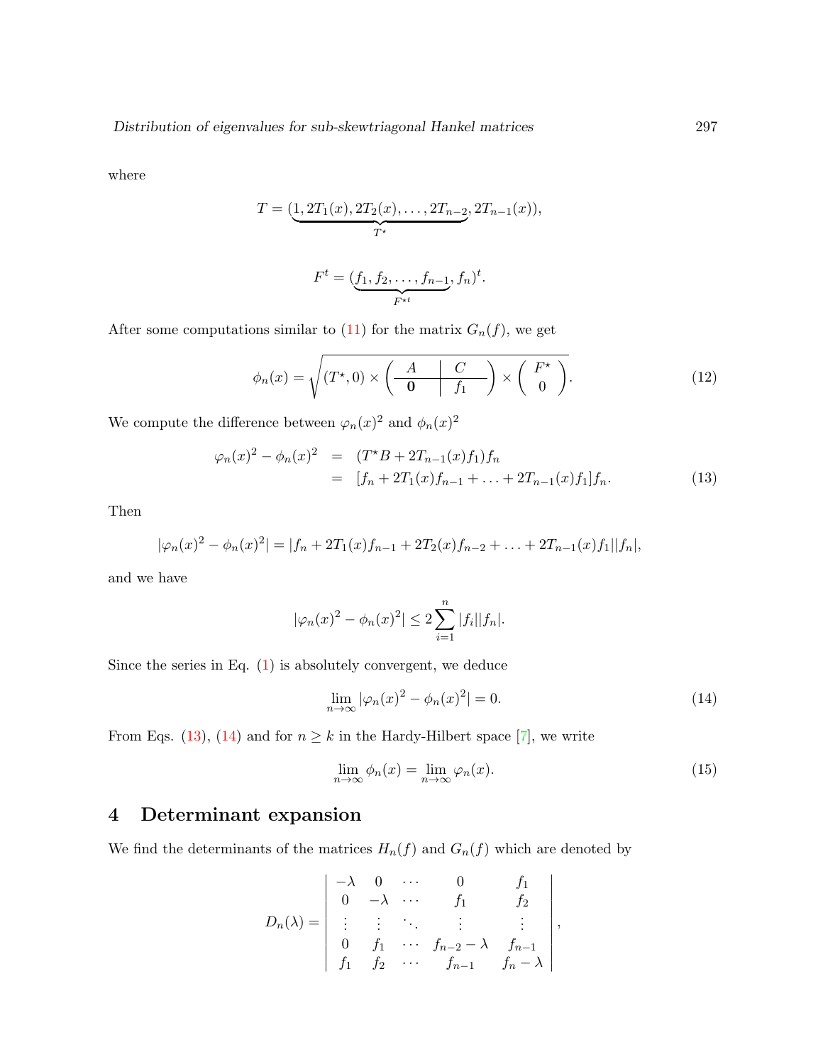where

$$T = (\underbrace{1, 2T_1(x), 2T_2(x), \ldots, 2T_{n-2}}_{T^\star}, 2T_{n-1}(x)),$$

$$F^t = (\underbrace{f_1, f_2, \ldots, f_{n-1}}_{F^{\star t}}, f_n)^t.$$

After some computations similar to (11) for the matrix $G_n(f)$, we get

$$\phi_n(x) = \sqrt{(T^\star, 0) \times \left( \begin{array}{c|c} A & C \\ \hline \mathbf{0} & f_1 \end{array} \right) \times \left( \begin{array}{c} F^\star \\ 0 \end{array} \right)}. \tag{12}$$

We compute the difference between $\varphi_n(x)^2$ and $\phi_n(x)^2$

$$\begin{aligned} \varphi_n(x)^2 - \phi_n(x)^2 &= (T^\star B + 2T_{n-1}(x) f_1) f_n \\ &= [f_n + 2T_1(x) f_{n-1} + \ldots + 2T_{n-1}(x) f_1] f_n. \end{aligned} \tag{13}$$

Then

$$|\varphi_n(x)^2 - \phi_n(x)^2| = |f_n + 2T_1(x) f_{n-1} + 2T_2(x) f_{n-2} + \ldots + 2T_{n-1}(x) f_1||f_n|,$$

and we have

$$|\varphi_n(x)^2 - \phi_n(x)^2| \leq 2 \sum_{i=1}^{n} |f_i||f_n|.$$

Since the series in Eq. (1) is absolutely convergent, we deduce

$$\lim_{n \to \infty} |\varphi_n(x)^2 - \phi_n(x)^2| = 0. \tag{14}$$

From Eqs. (13), (14) and for $n \geq k$ in the Hardy-Hilbert space [7], we write

$$\lim_{n \to \infty} \phi_n(x) = \lim_{n \to \infty} \varphi_n(x). \tag{15}$$

## 4 Determinant expansion

We find the determinants of the matrices $H_n(f)$ and $G_n(f)$ which are denoted by

$$D_n(\lambda) = \begin{vmatrix} -\lambda & 0 & \cdots & 0 & f_1 \\ 0 & -\lambda & \cdots & f_1 & f_2 \\ \vdots & \vdots & \ddots & \vdots & \vdots \\ 0 & f_1 & \cdots & f_{n-2} - \lambda & f_{n-1} \\ f_1 & f_2 & \cdots & f_{n-1} & f_n - \lambda \end{vmatrix},$$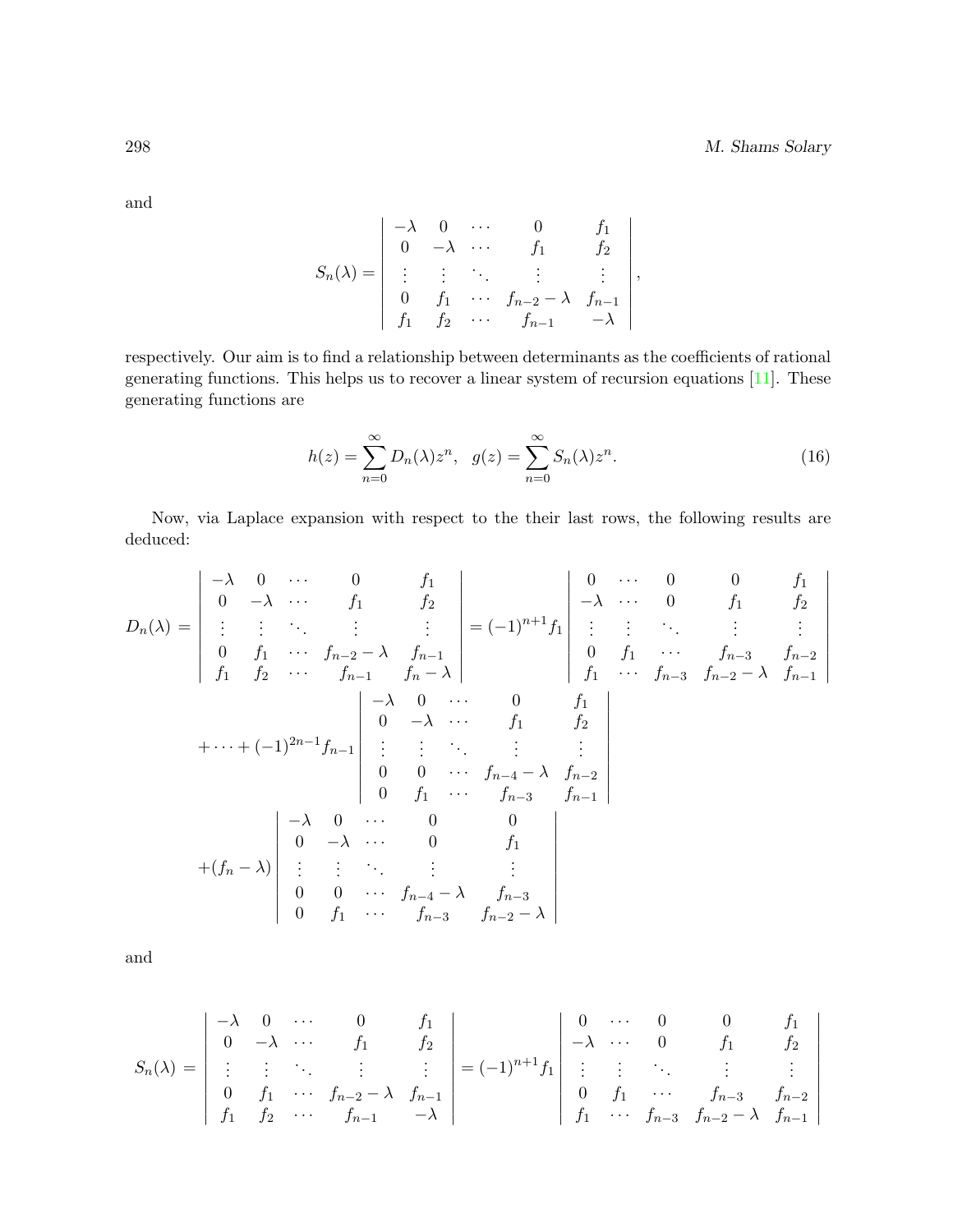and

$$
S_n(\lambda) = \begin{vmatrix} -\lambda & 0 & \cdots & 0 & f_1 \\ 0 & -\lambda & \cdots & f_1 & f_2 \\ \vdots & \vdots & \ddots & \vdots & \vdots \\ 0 & f_1 & \cdots & f_{n-2}-\lambda & f_{n-1} \\ f_1 & f_2 & \cdots & f_{n-1} & -\lambda \end{vmatrix},
$$

respectively. Our aim is to find a relationship between determinants as the coefficients of rational generating functions. This helps us to recover a linear system of recursion equations [11]. These generating functions are

$$
h(z) = \sum_{n=0}^{\infty} D_n(\lambda) z^n, \quad g(z) = \sum_{n=0}^{\infty} S_n(\lambda) z^n. \tag{16}
$$

Now, via Laplace expansion with respect to the their last rows, the following results are deduced:

$$
\begin{aligned}
D_n(\lambda) &= \begin{vmatrix} -\lambda & 0 & \cdots & 0 & f_1 \\ 0 & -\lambda & \cdots & f_1 & f_2 \\ \vdots & \vdots & \ddots & \vdots & \vdots \\ 0 & f_1 & \cdots & f_{n-2}-\lambda & f_{n-1} \\ f_1 & f_2 & \cdots & f_{n-1} & f_n-\lambda \end{vmatrix} = (-1)^{n+1} f_1 \begin{vmatrix} 0 & \cdots & 0 & 0 & f_1 \\ -\lambda & \cdots & 0 & f_1 & f_2 \\ \vdots & \vdots & \ddots & \vdots & \vdots \\ 0 & f_1 & \cdots & f_{n-3} & f_{n-2} \\ f_1 & \cdots & f_{n-3} & f_{n-2}-\lambda & f_{n-1} \end{vmatrix} \\
&+ \cdots + (-1)^{2n-1} f_{n-1} \begin{vmatrix} -\lambda & 0 & \cdots & 0 & f_1 \\ 0 & -\lambda & \cdots & f_1 & f_2 \\ \vdots & \vdots & \ddots & \vdots & \vdots \\ 0 & 0 & \cdots & f_{n-4}-\lambda & f_{n-2} \\ 0 & f_1 & \cdots & f_{n-3} & f_{n-1} \end{vmatrix} \\
&+ (f_n - \lambda) \begin{vmatrix} -\lambda & 0 & \cdots & 0 & 0 \\ 0 & -\lambda & \cdots & 0 & f_1 \\ \vdots & \vdots & \ddots & \vdots & \vdots \\ 0 & 0 & \cdots & f_{n-4}-\lambda & f_{n-3} \\ 0 & f_1 & \cdots & f_{n-3} & f_{n-2}-\lambda \end{vmatrix}
\end{aligned}
$$

and

$$
S_n(\lambda) = \begin{vmatrix} -\lambda & 0 & \cdots & 0 & f_1 \\ 0 & -\lambda & \cdots & f_1 & f_2 \\ \vdots & \vdots & \ddots & \vdots & \vdots \\ 0 & f_1 & \cdots & f_{n-2}-\lambda & f_{n-1} \\ f_1 & f_2 & \cdots & f_{n-1} & -\lambda \end{vmatrix} = (-1)^{n+1} f_1 \begin{vmatrix} 0 & \cdots & 0 & 0 & f_1 \\ -\lambda & \cdots & 0 & f_1 & f_2 \\ \vdots & \vdots & \ddots & \vdots & \vdots \\ 0 & f_1 & \cdots & f_{n-3} & f_{n-2} \\ f_1 & \cdots & f_{n-3} & f_{n-2}-\lambda & f_{n-1} \end{vmatrix}
$$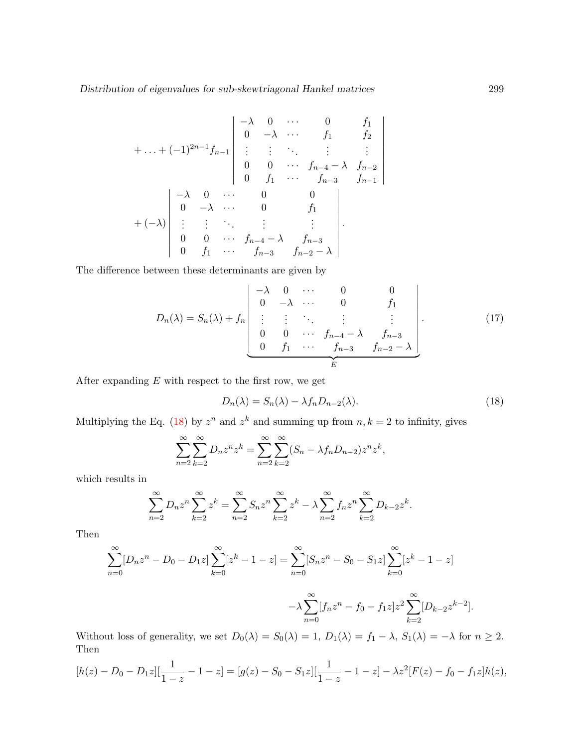$$
+\ldots+(-1)^{2n-1}f_{n-1}\begin{vmatrix} -\lambda & 0 & \cdots & 0 & f_1 \\ 0 & -\lambda & \cdots & f_1 & f_2 \\ \vdots & \vdots & \ddots & \vdots & \vdots \\ 0 & 0 & \cdots & f_{n-4}-\lambda & f_{n-2} \\ 0 & f_1 & \cdots & f_{n-3} & f_{n-1} \end{vmatrix}
$$

$$
+(-\lambda)\begin{vmatrix} -\lambda & 0 & \cdots & 0 & 0 \\ 0 & -\lambda & \cdots & 0 & f_1 \\ \vdots & \vdots & \ddots & \vdots & \vdots \\ 0 & 0 & \cdots & f_{n-4}-\lambda & f_{n-3} \\ 0 & f_1 & \cdots & f_{n-3} & f_{n-2}-\lambda \end{vmatrix}.
$$

The difference between these determinants are given by

$$
D_n(\lambda) = S_n(\lambda) + f_n \underbrace{\begin{vmatrix} -\lambda & 0 & \cdots & 0 & 0 \\ 0 & -\lambda & \cdots & 0 & f_1 \\ \vdots & \vdots & \ddots & \vdots & \vdots \\ 0 & 0 & \cdots & f_{n-4}-\lambda & f_{n-3} \\ 0 & f_1 & \cdots & f_{n-3} & f_{n-2}-\lambda \end{vmatrix}}_{E}. \tag{17}
$$

After expanding $E$ with respect to the first row, we get

$$
D_n(\lambda) = S_n(\lambda) - \lambda f_n D_{n-2}(\lambda). \tag{18}
$$

Multiplying the Eq. (18) by $z^n$ and $z^k$ and summing up from $n, k = 2$ to infinity, gives

$$
\sum_{n=2}^{\infty}\sum_{k=2}^{\infty} D_n z^n z^k = \sum_{n=2}^{\infty}\sum_{k=2}^{\infty}(S_n - \lambda f_n D_{n-2}) z^n z^k,
$$

which results in

$$
\sum_{n=2}^{\infty} D_n z^n \sum_{k=2}^{\infty} z^k = \sum_{n=2}^{\infty} S_n z^n \sum_{k=2}^{\infty} z^k - \lambda \sum_{n=2}^{\infty} f_n z^n \sum_{k=2}^{\infty} D_{k-2} z^k.
$$

Then

$$
\sum_{n=0}^{\infty}[D_n z^n - D_0 - D_1 z]\sum_{k=0}^{\infty}[z^k - 1 - z] = \sum_{n=0}^{\infty}[S_n z^n - S_0 - S_1 z]\sum_{k=0}^{\infty}[z^k - 1 - z]
$$

$$
-\lambda \sum_{n=0}^{\infty}[f_n z^n - f_0 - f_1 z] z^2 \sum_{k=2}^{\infty}[D_{k-2} z^{k-2}].
$$

Without loss of generality, we set $D_0(\lambda) = S_0(\lambda) = 1$, $D_1(\lambda) = f_1 - \lambda$, $S_1(\lambda) = -\lambda$ for $n \geq 2$. Then

$$
[h(z) - D_0 - D_1 z][\frac{1}{1-z} - 1 - z] = [g(z) - S_0 - S_1 z][\frac{1}{1-z} - 1 - z] - \lambda z^2 [F(z) - f_0 - f_1 z] h(z),
$$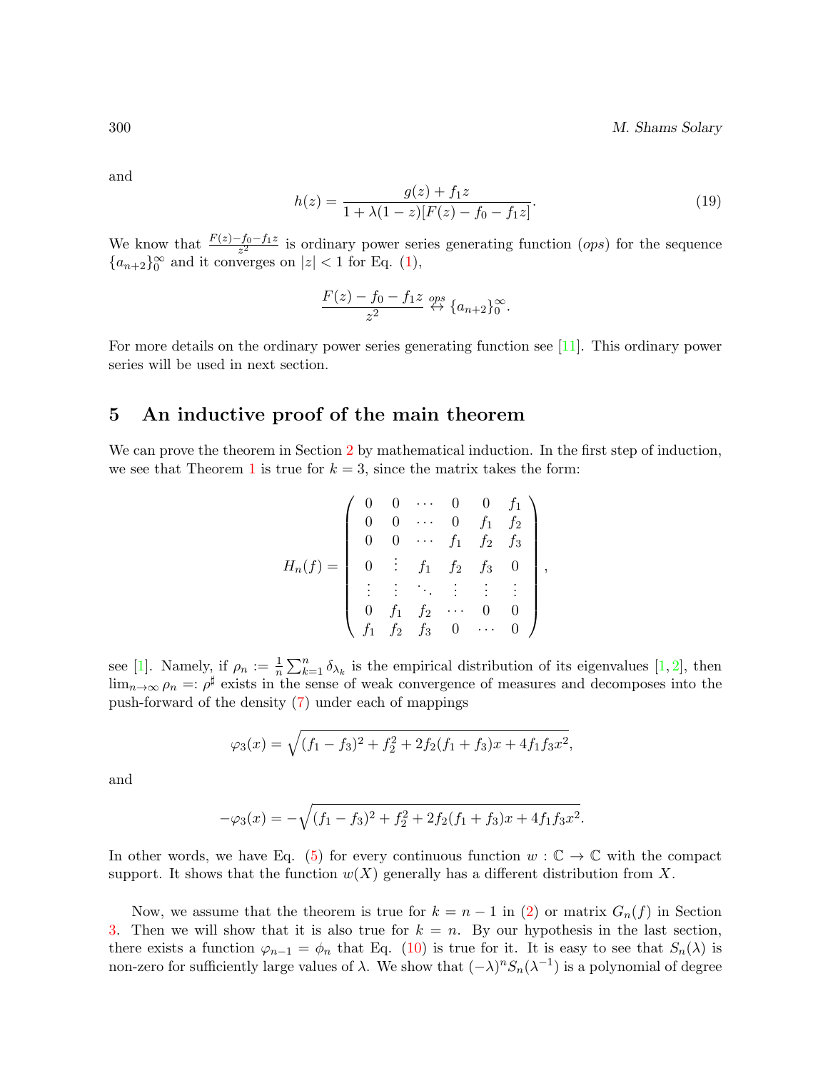and

$$h(z) = \frac{g(z) + f_1 z}{1 + \lambda(1 - z)[F(z) - f_0 - f_1 z]}. \tag{19}$$

We know that $\frac{F(z)-f_0-f_1 z}{z^2}$ is ordinary power series generating function (*ops*) for the sequence $\{a_{n+2}\}_0^\infty$ and it converges on $|z| < 1$ for Eq. (1),

$$\frac{F(z) - f_0 - f_1 z}{z^2} \overset{ops}{\leftrightarrow} \{a_{n+2}\}_0^\infty.$$

For more details on the ordinary power series generating function see [11]. This ordinary power series will be used in next section.

## 5 An inductive proof of the main theorem

We can prove the theorem in Section 2 by mathematical induction. In the first step of induction, we see that Theorem 1 is true for $k = 3$, since the matrix takes the form:

$$H_n(f) = \begin{pmatrix} 0 & 0 & \cdots & 0 & 0 & f_1 \\ 0 & 0 & \cdots & 0 & f_1 & f_2 \\ 0 & 0 & \cdots & f_1 & f_2 & f_3 \\ 0 & \vdots & f_1 & f_2 & f_3 & 0 \\ \vdots & \vdots & \ddots & \vdots & \vdots & \vdots \\ 0 & f_1 & f_2 & \cdots & 0 & 0 \\ f_1 & f_2 & f_3 & 0 & \cdots & 0 \end{pmatrix},$$

see [1]. Namely, if $\rho_n := \frac{1}{n}\sum_{k=1}^{n} \delta_{\lambda_k}$ is the empirical distribution of its eigenvalues [1, 2], then $\lim_{n\to\infty} \rho_n =: \rho^\sharp$ exists in the sense of weak convergence of measures and decomposes into the push-forward of the density (7) under each of mappings

$$\varphi_3(x) = \sqrt{(f_1 - f_3)^2 + f_2^2 + 2f_2(f_1 + f_3)x + 4f_1 f_3 x^2},$$

and

$$-\varphi_3(x) = -\sqrt{(f_1 - f_3)^2 + f_2^2 + 2f_2(f_1 + f_3)x + 4f_1 f_3 x^2}.$$

In other words, we have Eq. (5) for every continuous function $w : \mathbb{C} \to \mathbb{C}$ with the compact support. It shows that the function $w(X)$ generally has a different distribution from $X$.

Now, we assume that the theorem is true for $k = n - 1$ in (2) or matrix $G_n(f)$ in Section 3. Then we will show that it is also true for $k = n$. By our hypothesis in the last section, there exists a function $\varphi_{n-1} = \phi_n$ that Eq. (10) is true for it. It is easy to see that $S_n(\lambda)$ is non-zero for sufficiently large values of $\lambda$. We show that $(-\lambda)^n S_n(\lambda^{-1})$ is a polynomial of degree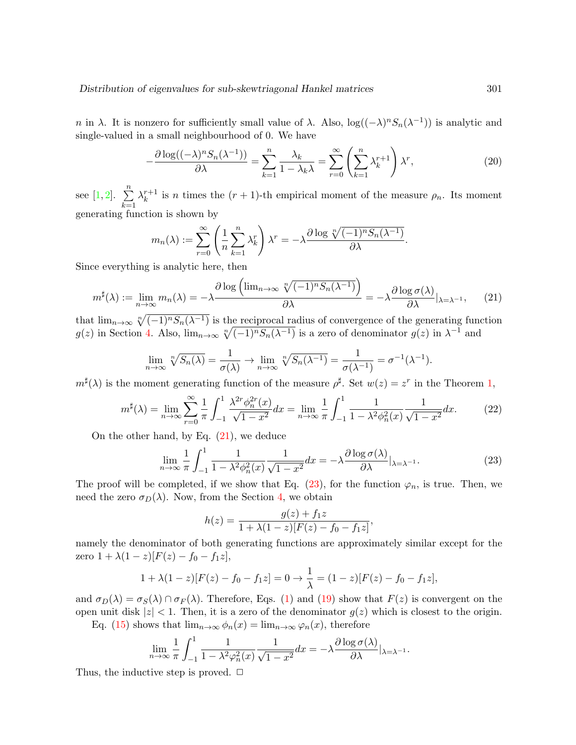$n$ in $\lambda$. It is nonzero for sufficiently small value of $\lambda$. Also, $\log((-\lambda)^n S_n(\lambda^{-1}))$ is analytic and single-valued in a small neighbourhood of 0. We have

$$-\frac{\partial \log((-\lambda)^n S_n(\lambda^{-1}))}{\partial \lambda} = \sum_{k=1}^{n} \frac{\lambda_k}{1-\lambda_k \lambda} = \sum_{r=0}^{\infty} \left( \sum_{k=1}^{n} \lambda_k^{r+1} \right) \lambda^r, \tag{20}$$

see [1, 2]. $\sum_{k=1}^{n} \lambda_k^{r+1}$ is $n$ times the $(r+1)$-th empirical moment of the measure $\rho_n$. Its moment generating function is shown by

$$m_n(\lambda) := \sum_{r=0}^{\infty} \left( \frac{1}{n} \sum_{k=1}^{n} \lambda_k^r \right) \lambda^r = -\lambda \frac{\partial \log \sqrt[n]{(-1)^n S_n(\lambda^{-1})}}{\partial \lambda}.$$

Since everything is analytic here, then

$$m^\sharp(\lambda) := \lim_{n\to\infty} m_n(\lambda) = -\lambda \frac{\partial \log \left( \lim_{n\to\infty} \sqrt[n]{(-1)^n S_n(\lambda^{-1})} \right)}{\partial \lambda} = -\lambda \frac{\partial \log \sigma(\lambda)}{\partial \lambda}|_{\lambda=\lambda^{-1}}, \tag{21}$$

that $\lim_{n\to\infty} \sqrt[n]{(-1)^n S_n(\lambda^{-1})}$ is the reciprocal radius of convergence of the generating function $g(z)$ in Section 4. Also, $\lim_{n\to\infty} \sqrt[n]{(-1)^n S_n(\lambda^{-1})}$ is a zero of denominator $g(z)$ in $\lambda^{-1}$ and

$$\lim_{n\to\infty} \sqrt[n]{S_n(\lambda)} = \frac{1}{\sigma(\lambda)} \to \lim_{n\to\infty} \sqrt[n]{S_n(\lambda^{-1})} = \frac{1}{\sigma(\lambda^{-1})} = \sigma^{-1}(\lambda^{-1}).$$

$m^\sharp(\lambda)$ is the moment generating function of the measure $\rho^\sharp$. Set $w(z) = z^r$ in the Theorem 1,

$$m^\sharp(\lambda) = \lim_{n\to\infty} \sum_{r=0}^{\infty} \frac{1}{\pi} \int_{-1}^{1} \frac{\lambda^{2r} \phi_n^{2r}(x)}{\sqrt{1-x^2}} dx = \lim_{n\to\infty} \frac{1}{\pi} \int_{-1}^{1} \frac{1}{1-\lambda^2 \phi_n^2(x)} \frac{1}{\sqrt{1-x^2}} dx. \tag{22}$$

On the other hand, by Eq. (21), we deduce

$$\lim_{n\to\infty} \frac{1}{\pi} \int_{-1}^{1} \frac{1}{1-\lambda^2 \phi_n^2(x)} \frac{1}{\sqrt{1-x^2}} dx = -\lambda \frac{\partial \log \sigma(\lambda)}{\partial \lambda}|_{\lambda=\lambda^{-1}}. \tag{23}$$

The proof will be completed, if we show that Eq. (23), for the function $\varphi_n$, is true. Then, we need the zero $\sigma_D(\lambda)$. Now, from the Section 4, we obtain

$$h(z) = \frac{g(z) + f_1 z}{1 + \lambda(1-z)[F(z) - f_0 - f_1 z]},$$

namely the denominator of both generating functions are approximately similar except for the zero $1 + \lambda(1-z)[F(z) - f_0 - f_1 z]$,

$$1 + \lambda(1-z)[F(z) - f_0 - f_1 z] = 0 \to \frac{1}{\lambda} = (1-z)[F(z) - f_0 - f_1 z],$$

and $\sigma_D(\lambda) = \sigma_S(\lambda) \cap \sigma_F(\lambda)$. Therefore, Eqs. (1) and (19) show that $F(z)$ is convergent on the open unit disk $|z| < 1$. Then, it is a zero of the denominator $g(z)$ which is closest to the origin.

Eq. (15) shows that $\lim_{n\to\infty} \phi_n(x) = \lim_{n\to\infty} \varphi_n(x)$, therefore

$$\lim_{n\to\infty} \frac{1}{\pi} \int_{-1}^{1} \frac{1}{1-\lambda^2 \varphi_n^2(x)} \frac{1}{\sqrt{1-x^2}} dx = -\lambda \frac{\partial \log \sigma(\lambda)}{\partial \lambda}|_{\lambda=\lambda^{-1}}.$$

Thus, the inductive step is proved. □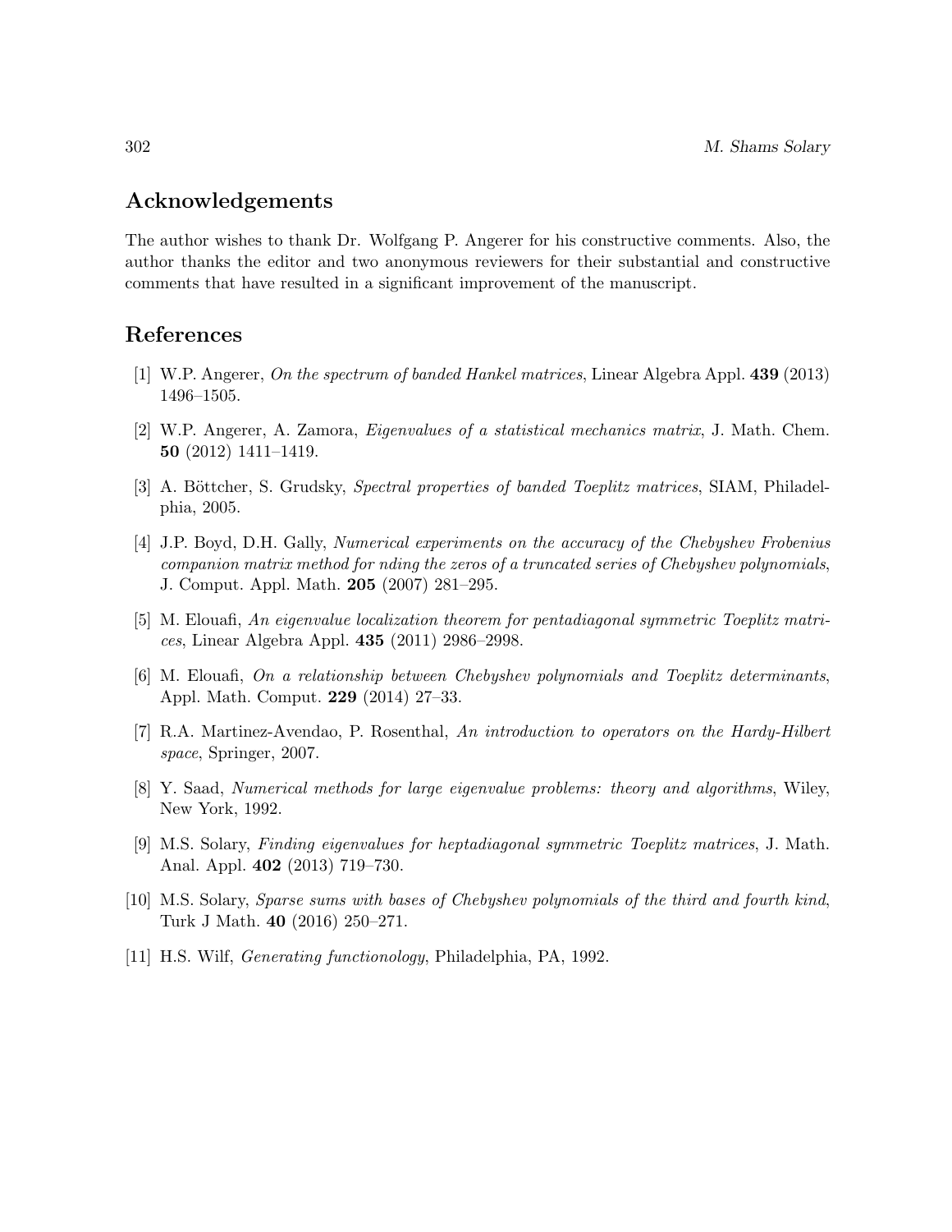## Acknowledgements

The author wishes to thank Dr. Wolfgang P. Angerer for his constructive comments. Also, the author thanks the editor and two anonymous reviewers for their substantial and constructive comments that have resulted in a significant improvement of the manuscript.

## References

[1] W.P. Angerer, *On the spectrum of banded Hankel matrices*, Linear Algebra Appl. **439** (2013) 1496–1505.

[2] W.P. Angerer, A. Zamora, *Eigenvalues of a statistical mechanics matrix*, J. Math. Chem. **50** (2012) 1411–1419.

[3] A. Böttcher, S. Grudsky, *Spectral properties of banded Toeplitz matrices*, SIAM, Philadelphia, 2005.

[4] J.P. Boyd, D.H. Gally, *Numerical experiments on the accuracy of the Chebyshev Frobenius companion matrix method for nding the zeros of a truncated series of Chebyshev polynomials*, J. Comput. Appl. Math. **205** (2007) 281–295.

[5] M. Elouafi, *An eigenvalue localization theorem for pentadiagonal symmetric Toeplitz matrices*, Linear Algebra Appl. **435** (2011) 2986–2998.

[6] M. Elouafi, *On a relationship between Chebyshev polynomials and Toeplitz determinants*, Appl. Math. Comput. **229** (2014) 27–33.

[7] R.A. Martinez-Avendao, P. Rosenthal, *An introduction to operators on the Hardy-Hilbert space*, Springer, 2007.

[8] Y. Saad, *Numerical methods for large eigenvalue problems: theory and algorithms*, Wiley, New York, 1992.

[9] M.S. Solary, *Finding eigenvalues for heptadiagonal symmetric Toeplitz matrices*, J. Math. Anal. Appl. **402** (2013) 719–730.

[10] M.S. Solary, *Sparse sums with bases of Chebyshev polynomials of the third and fourth kind*, Turk J Math. **40** (2016) 250–271.

[11] H.S. Wilf, *Generating functionology*, Philadelphia, PA, 1992.